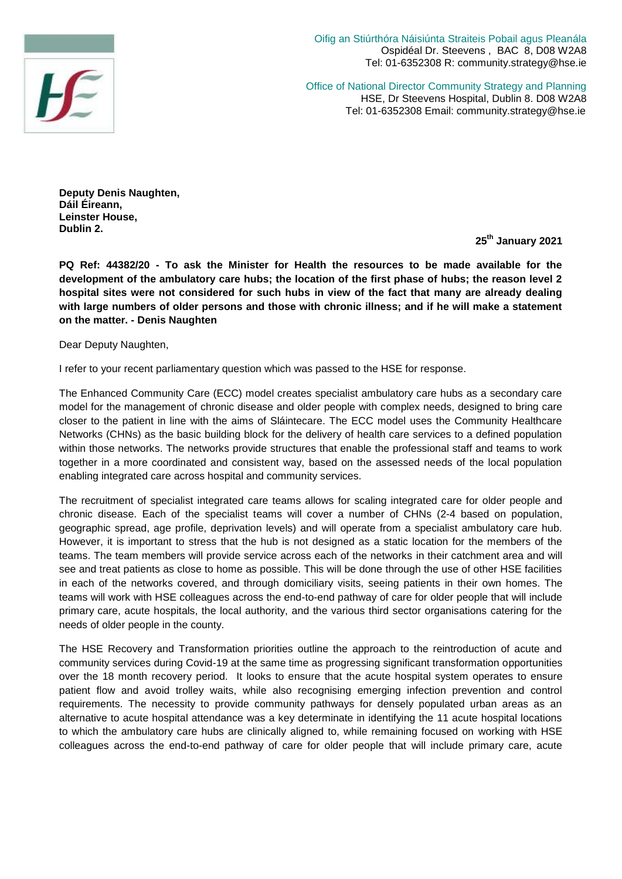Oifig an Stiúrthóra Náisiúnta Straiteis Pobail agus Pleanála
Ospidéal Dr. Steevens , BAC 8, D08 W2A8
Tel: 01-6352308 R: community.strategy@hse.ie

Office of National Director Community Strategy and Planning
HSE, Dr Steevens Hospital, Dublin 8. D08 W2A8
Tel: 01-6352308 Email: community.strategy@hse.ie

**Deputy Denis Naughten,**
**Dáil Éireann,**
**Leinster House,**
**Dublin 2.**

**25th January 2021**

**PQ Ref: 44382/20 - To ask the Minister for Health the resources to be made available for the development of the ambulatory care hubs; the location of the first phase of hubs; the reason level 2 hospital sites were not considered for such hubs in view of the fact that many are already dealing with large numbers of older persons and those with chronic illness; and if he will make a statement on the matter. - Denis Naughten**

Dear Deputy Naughten,

I refer to your recent parliamentary question which was passed to the HSE for response.

The Enhanced Community Care (ECC) model creates specialist ambulatory care hubs as a secondary care model for the management of chronic disease and older people with complex needs, designed to bring care closer to the patient in line with the aims of Sláintecare. The ECC model uses the Community Healthcare Networks (CHNs) as the basic building block for the delivery of health care services to a defined population within those networks. The networks provide structures that enable the professional staff and teams to work together in a more coordinated and consistent way, based on the assessed needs of the local population enabling integrated care across hospital and community services.

The recruitment of specialist integrated care teams allows for scaling integrated care for older people and chronic disease. Each of the specialist teams will cover a number of CHNs (2-4 based on population, geographic spread, age profile, deprivation levels) and will operate from a specialist ambulatory care hub. However, it is important to stress that the hub is not designed as a static location for the members of the teams. The team members will provide service across each of the networks in their catchment area and will see and treat patients as close to home as possible. This will be done through the use of other HSE facilities in each of the networks covered, and through domiciliary visits, seeing patients in their own homes. The teams will work with HSE colleagues across the end-to-end pathway of care for older people that will include primary care, acute hospitals, the local authority, and the various third sector organisations catering for the needs of older people in the county.

The HSE Recovery and Transformation priorities outline the approach to the reintroduction of acute and community services during Covid-19 at the same time as progressing significant transformation opportunities over the 18 month recovery period. It looks to ensure that the acute hospital system operates to ensure patient flow and avoid trolley waits, while also recognising emerging infection prevention and control requirements. The necessity to provide community pathways for densely populated urban areas as an alternative to acute hospital attendance was a key determinate in identifying the 11 acute hospital locations to which the ambulatory care hubs are clinically aligned to, while remaining focused on working with HSE colleagues across the end-to-end pathway of care for older people that will include primary care, acute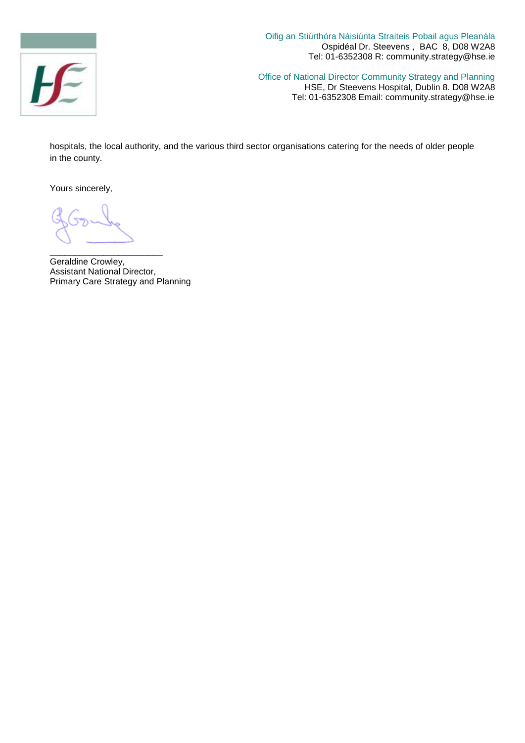Oifig an Stiúrthóra Náisiúnta Straiteis Pobail agus Pleanála
Ospidéal Dr. Steevens , BAC 8, D08 W2A8
Tel: 01-6352308 R: community.strategy@hse.ie

Office of National Director Community Strategy and Planning
HSE, Dr Steevens Hospital, Dublin 8. D08 W2A8
Tel: 01-6352308 Email: community.strategy@hse.ie

hospitals, the local authority, and the various third sector organisations catering for the needs of older people in the county.

Yours sincerely,

_______________________
Geraldine Crowley,
Assistant National Director,
Primary Care Strategy and Planning